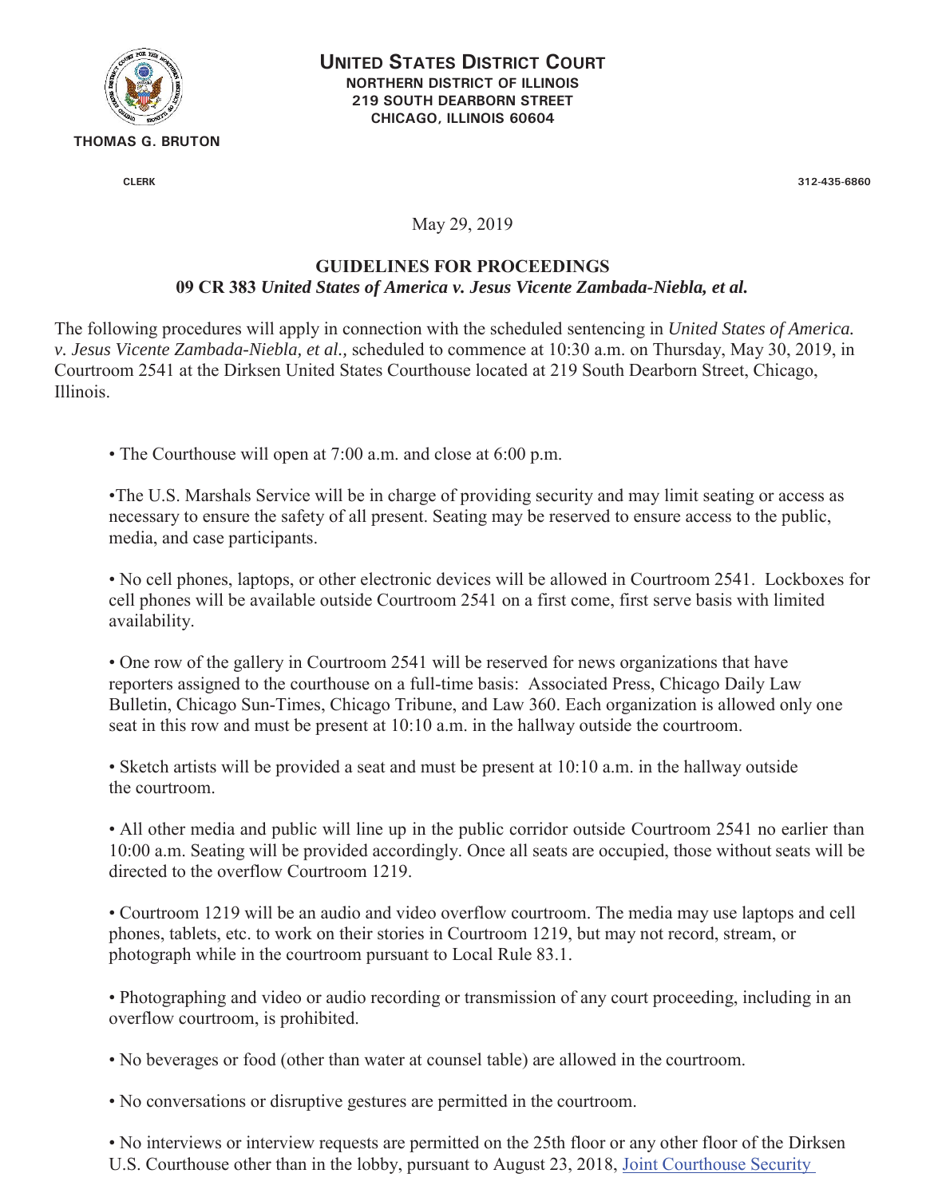**UNITED STATES DISTRICT COURT**
**NORTHERN DISTRICT OF ILLINOIS**
**219 SOUTH DEARBORN STREET**
**CHICAGO, ILLINOIS 60604**

**THOMAS G. BRUTON**

CLERK 312-435-6860

May 29, 2019

**GUIDELINES FOR PROCEEDINGS**
**09 CR 383 *United States of America v. Jesus Vicente Zambada-Niebla, et al.***

The following procedures will apply in connection with the scheduled sentencing in *United States of America. v. Jesus Vicente Zambada-Niebla, et al.,* scheduled to commence at 10:30 a.m. on Thursday, May 30, 2019, in Courtroom 2541 at the Dirksen United States Courthouse located at 219 South Dearborn Street, Chicago, Illinois.

- The Courthouse will open at 7:00 a.m. and close at 6:00 p.m.

- The U.S. Marshals Service will be in charge of providing security and may limit seating or access as necessary to ensure the safety of all present. Seating may be reserved to ensure access to the public, media, and case participants.

- No cell phones, laptops, or other electronic devices will be allowed in Courtroom 2541. Lockboxes for cell phones will be available outside Courtroom 2541 on a first come, first serve basis with limited availability.

- One row of the gallery in Courtroom 2541 will be reserved for news organizations that have reporters assigned to the courthouse on a full-time basis: Associated Press, Chicago Daily Law Bulletin, Chicago Sun-Times, Chicago Tribune, and Law 360. Each organization is allowed only one seat in this row and must be present at 10:10 a.m. in the hallway outside the courtroom.

- Sketch artists will be provided a seat and must be present at 10:10 a.m. in the hallway outside the courtroom.

- All other media and public will line up in the public corridor outside Courtroom 2541 no earlier than 10:00 a.m. Seating will be provided accordingly. Once all seats are occupied, those without seats will be directed to the overflow Courtroom 1219.

- Courtroom 1219 will be an audio and video overflow courtroom. The media may use laptops and cell phones, tablets, etc. to work on their stories in Courtroom 1219, but may not record, stream, or photograph while in the courtroom pursuant to Local Rule 83.1.

- Photographing and video or audio recording or transmission of any court proceeding, including in an overflow courtroom, is prohibited.

- No beverages or food (other than water at counsel table) are allowed in the courtroom.

- No conversations or disruptive gestures are permitted in the courtroom.

- No interviews or interview requests are permitted on the 25th floor or any other floor of the Dirksen U.S. Courthouse other than in the lobby, pursuant to August 23, 2018, Joint Courthouse Security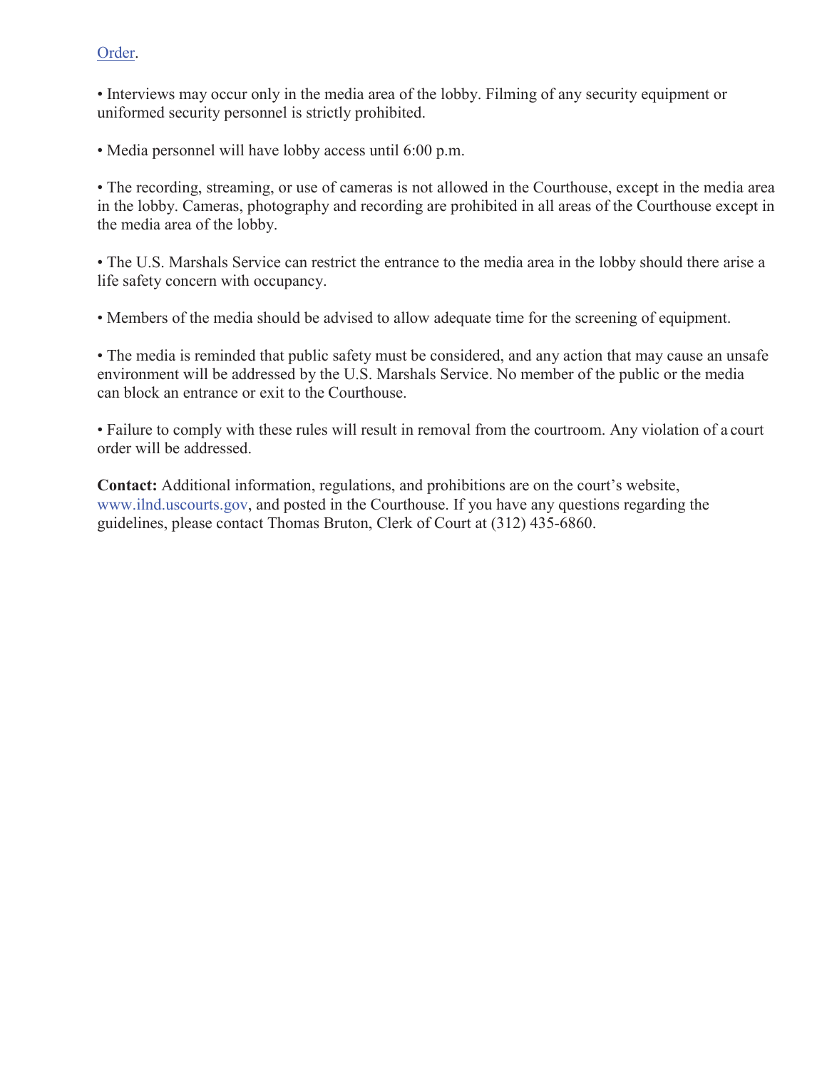Order.

• Interviews may occur only in the media area of the lobby. Filming of any security equipment or uniformed security personnel is strictly prohibited.

• Media personnel will have lobby access until 6:00 p.m.

• The recording, streaming, or use of cameras is not allowed in the Courthouse, except in the media area in the lobby. Cameras, photography and recording are prohibited in all areas of the Courthouse except in the media area of the lobby.

• The U.S. Marshals Service can restrict the entrance to the media area in the lobby should there arise a life safety concern with occupancy.

• Members of the media should be advised to allow adequate time for the screening of equipment.

• The media is reminded that public safety must be considered, and any action that may cause an unsafe environment will be addressed by the U.S. Marshals Service. No member of the public or the media can block an entrance or exit to the Courthouse.

• Failure to comply with these rules will result in removal from the courtroom. Any violation of a court order will be addressed.

**Contact:** Additional information, regulations, and prohibitions are on the court's website, www.ilnd.uscourts.gov, and posted in the Courthouse. If you have any questions regarding the guidelines, please contact Thomas Bruton, Clerk of Court at (312) 435-6860.